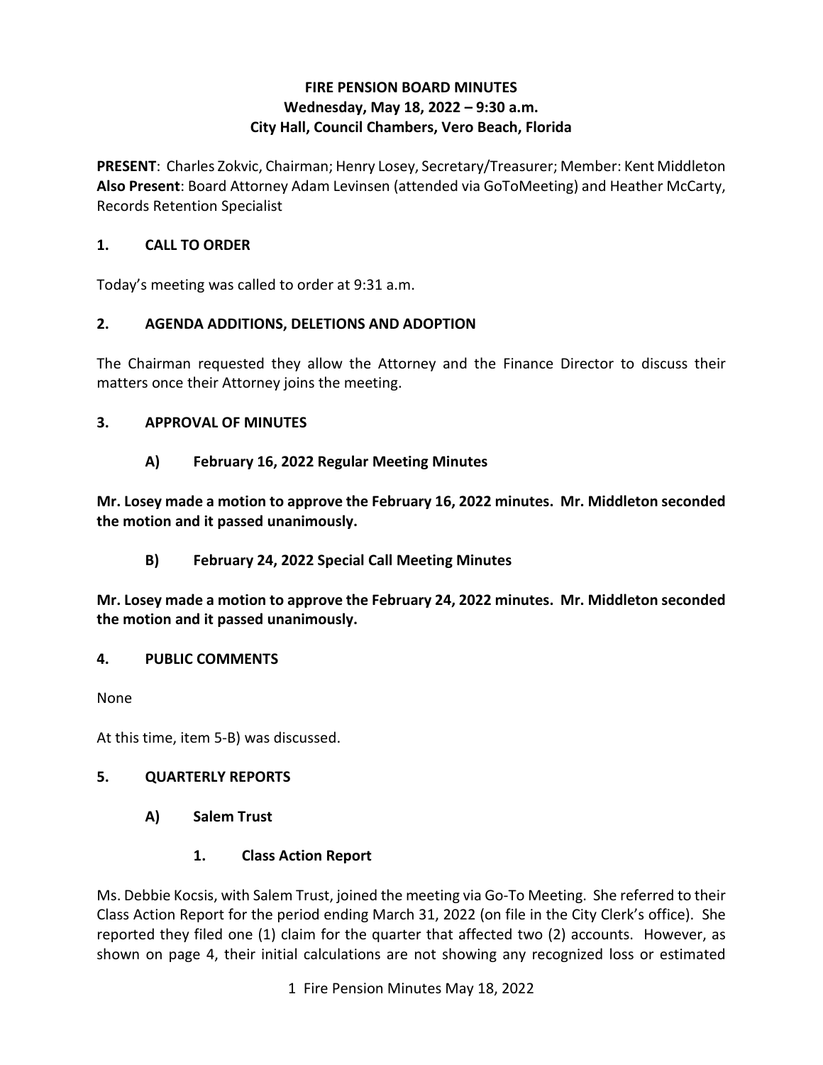# FIRE PENSION BOARD MINUTES
## Wednesday, May 18, 2022 – 9:30 a.m.
## City Hall, Council Chambers, Vero Beach, Florida

**PRESENT**: Charles Zokvic, Chairman; Henry Losey, Secretary/Treasurer; Member: Kent Middleton
**Also Present**: Board Attorney Adam Levinsen (attended via GoToMeeting) and Heather McCarty, Records Retention Specialist

## 1. CALL TO ORDER

Today's meeting was called to order at 9:31 a.m.

## 2. AGENDA ADDITIONS, DELETIONS AND ADOPTION

The Chairman requested they allow the Attorney and the Finance Director to discuss their matters once their Attorney joins the meeting.

## 3. APPROVAL OF MINUTES

### A) February 16, 2022 Regular Meeting Minutes

**Mr. Losey made a motion to approve the February 16, 2022 minutes. Mr. Middleton seconded the motion and it passed unanimously.**

### B) February 24, 2022 Special Call Meeting Minutes

**Mr. Losey made a motion to approve the February 24, 2022 minutes. Mr. Middleton seconded the motion and it passed unanimously.**

## 4. PUBLIC COMMENTS

None

At this time, item 5-B) was discussed.

## 5. QUARTERLY REPORTS

### A) Salem Trust

#### 1. Class Action Report

Ms. Debbie Kocsis, with Salem Trust, joined the meeting via Go-To Meeting. She referred to their Class Action Report for the period ending March 31, 2022 (on file in the City Clerk's office). She reported they filed one (1) claim for the quarter that affected two (2) accounts. However, as shown on page 4, their initial calculations are not showing any recognized loss or estimated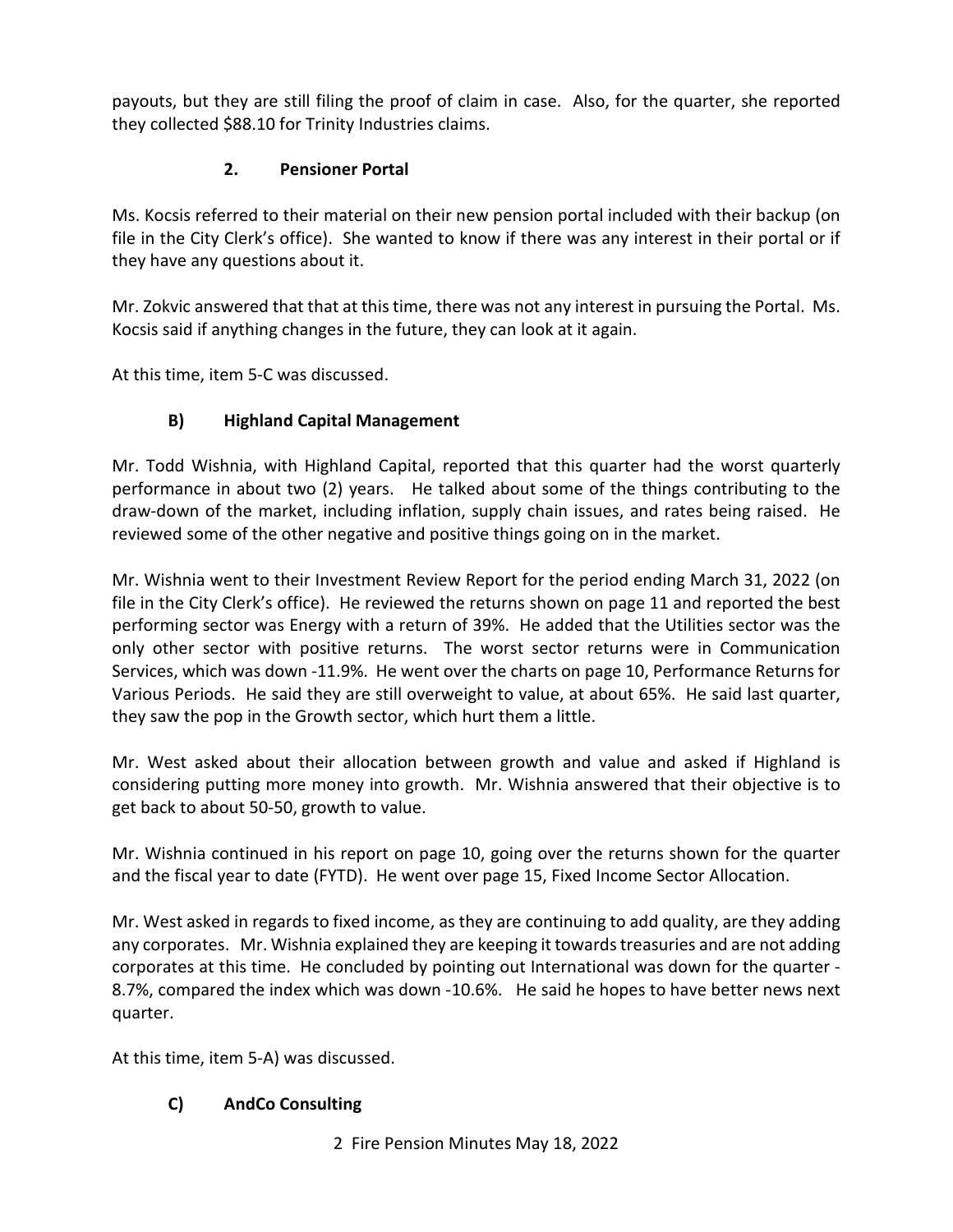payouts, but they are still filing the proof of claim in case. Also, for the quarter, she reported they collected $88.10 for Trinity Industries claims.

### 2. Pensioner Portal

Ms. Kocsis referred to their material on their new pension portal included with their backup (on file in the City Clerk's office). She wanted to know if there was any interest in their portal or if they have any questions about it.

Mr. Zokvic answered that that at this time, there was not any interest in pursuing the Portal. Ms. Kocsis said if anything changes in the future, they can look at it again.

At this time, item 5-C was discussed.

### B) Highland Capital Management

Mr. Todd Wishnia, with Highland Capital, reported that this quarter had the worst quarterly performance in about two (2) years. He talked about some of the things contributing to the draw-down of the market, including inflation, supply chain issues, and rates being raised. He reviewed some of the other negative and positive things going on in the market.

Mr. Wishnia went to their Investment Review Report for the period ending March 31, 2022 (on file in the City Clerk's office). He reviewed the returns shown on page 11 and reported the best performing sector was Energy with a return of 39%. He added that the Utilities sector was the only other sector with positive returns. The worst sector returns were in Communication Services, which was down -11.9%. He went over the charts on page 10, Performance Returns for Various Periods. He said they are still overweight to value, at about 65%. He said last quarter, they saw the pop in the Growth sector, which hurt them a little.

Mr. West asked about their allocation between growth and value and asked if Highland is considering putting more money into growth. Mr. Wishnia answered that their objective is to get back to about 50-50, growth to value.

Mr. Wishnia continued in his report on page 10, going over the returns shown for the quarter and the fiscal year to date (FYTD). He went over page 15, Fixed Income Sector Allocation.

Mr. West asked in regards to fixed income, as they are continuing to add quality, are they adding any corporates. Mr. Wishnia explained they are keeping it towards treasuries and are not adding corporates at this time. He concluded by pointing out International was down for the quarter -8.7%, compared the index which was down -10.6%. He said he hopes to have better news next quarter.

At this time, item 5-A) was discussed.

### C) AndCo Consulting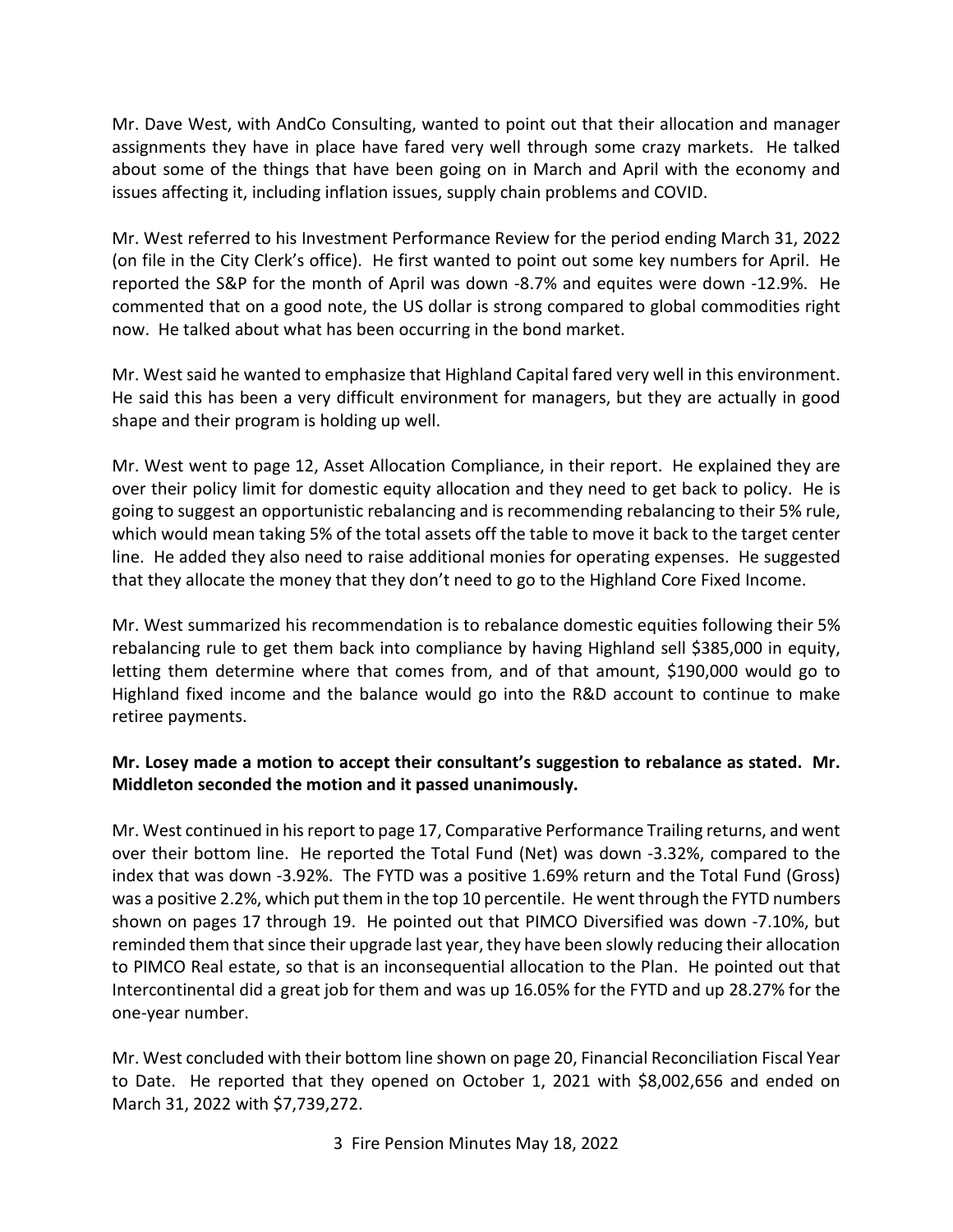Mr. Dave West, with AndCo Consulting, wanted to point out that their allocation and manager assignments they have in place have fared very well through some crazy markets. He talked about some of the things that have been going on in March and April with the economy and issues affecting it, including inflation issues, supply chain problems and COVID.

Mr. West referred to his Investment Performance Review for the period ending March 31, 2022 (on file in the City Clerk's office). He first wanted to point out some key numbers for April. He reported the S&P for the month of April was down -8.7% and equites were down -12.9%. He commented that on a good note, the US dollar is strong compared to global commodities right now. He talked about what has been occurring in the bond market.

Mr. West said he wanted to emphasize that Highland Capital fared very well in this environment. He said this has been a very difficult environment for managers, but they are actually in good shape and their program is holding up well.

Mr. West went to page 12, Asset Allocation Compliance, in their report. He explained they are over their policy limit for domestic equity allocation and they need to get back to policy. He is going to suggest an opportunistic rebalancing and is recommending rebalancing to their 5% rule, which would mean taking 5% of the total assets off the table to move it back to the target center line. He added they also need to raise additional monies for operating expenses. He suggested that they allocate the money that they don't need to go to the Highland Core Fixed Income.

Mr. West summarized his recommendation is to rebalance domestic equities following their 5% rebalancing rule to get them back into compliance by having Highland sell $385,000 in equity, letting them determine where that comes from, and of that amount, $190,000 would go to Highland fixed income and the balance would go into the R&D account to continue to make retiree payments.

**Mr. Losey made a motion to accept their consultant's suggestion to rebalance as stated. Mr. Middleton seconded the motion and it passed unanimously.**

Mr. West continued in his report to page 17, Comparative Performance Trailing returns, and went over their bottom line. He reported the Total Fund (Net) was down -3.32%, compared to the index that was down -3.92%. The FYTD was a positive 1.69% return and the Total Fund (Gross) was a positive 2.2%, which put them in the top 10 percentile. He went through the FYTD numbers shown on pages 17 through 19. He pointed out that PIMCO Diversified was down -7.10%, but reminded them that since their upgrade last year, they have been slowly reducing their allocation to PIMCO Real estate, so that is an inconsequential allocation to the Plan. He pointed out that Intercontinental did a great job for them and was up 16.05% for the FYTD and up 28.27% for the one-year number.

Mr. West concluded with their bottom line shown on page 20, Financial Reconciliation Fiscal Year to Date. He reported that they opened on October 1, 2021 with $8,002,656 and ended on March 31, 2022 with $7,739,272.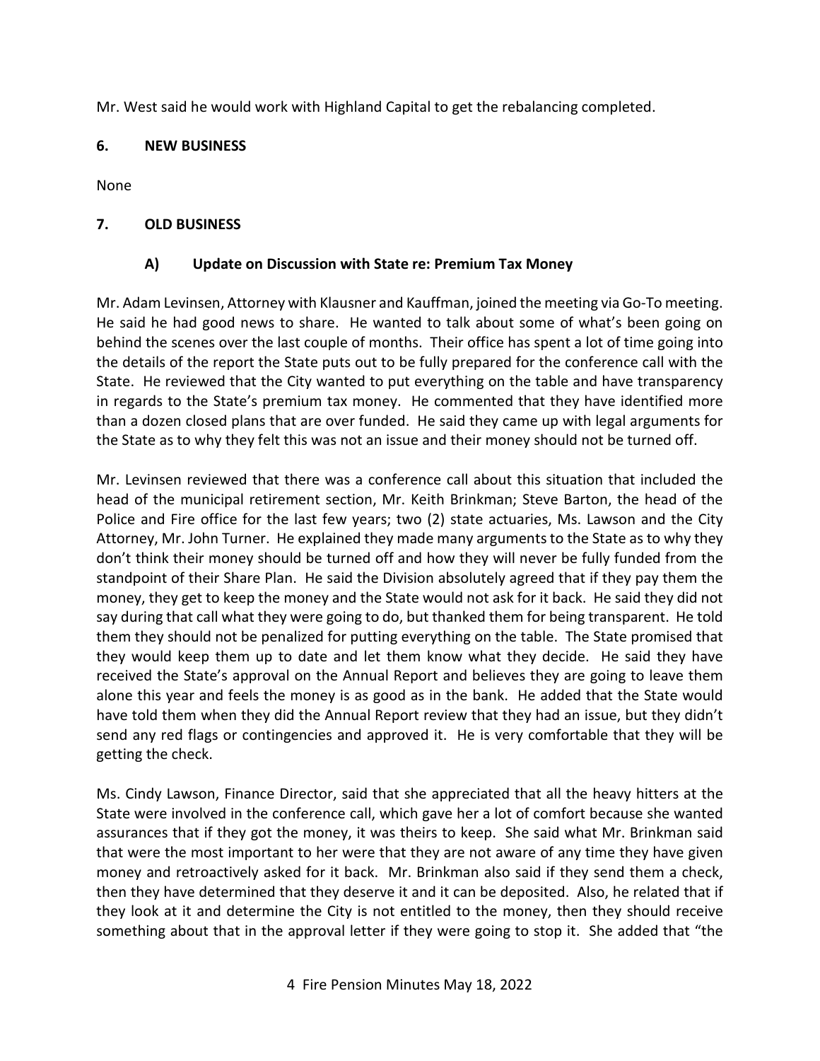Mr. West said he would work with Highland Capital to get the rebalancing completed.

## 6. NEW BUSINESS

None

## 7. OLD BUSINESS

### A) Update on Discussion with State re: Premium Tax Money

Mr. Adam Levinsen, Attorney with Klausner and Kauffman, joined the meeting via Go-To meeting. He said he had good news to share. He wanted to talk about some of what's been going on behind the scenes over the last couple of months. Their office has spent a lot of time going into the details of the report the State puts out to be fully prepared for the conference call with the State. He reviewed that the City wanted to put everything on the table and have transparency in regards to the State's premium tax money. He commented that they have identified more than a dozen closed plans that are over funded. He said they came up with legal arguments for the State as to why they felt this was not an issue and their money should not be turned off.

Mr. Levinsen reviewed that there was a conference call about this situation that included the head of the municipal retirement section, Mr. Keith Brinkman; Steve Barton, the head of the Police and Fire office for the last few years; two (2) state actuaries, Ms. Lawson and the City Attorney, Mr. John Turner. He explained they made many arguments to the State as to why they don't think their money should be turned off and how they will never be fully funded from the standpoint of their Share Plan. He said the Division absolutely agreed that if they pay them the money, they get to keep the money and the State would not ask for it back. He said they did not say during that call what they were going to do, but thanked them for being transparent. He told them they should not be penalized for putting everything on the table. The State promised that they would keep them up to date and let them know what they decide. He said they have received the State's approval on the Annual Report and believes they are going to leave them alone this year and feels the money is as good as in the bank. He added that the State would have told them when they did the Annual Report review that they had an issue, but they didn't send any red flags or contingencies and approved it. He is very comfortable that they will be getting the check.

Ms. Cindy Lawson, Finance Director, said that she appreciated that all the heavy hitters at the State were involved in the conference call, which gave her a lot of comfort because she wanted assurances that if they got the money, it was theirs to keep. She said what Mr. Brinkman said that were the most important to her were that they are not aware of any time they have given money and retroactively asked for it back. Mr. Brinkman also said if they send them a check, then they have determined that they deserve it and it can be deposited. Also, he related that if they look at it and determine the City is not entitled to the money, then they should receive something about that in the approval letter if they were going to stop it. She added that "the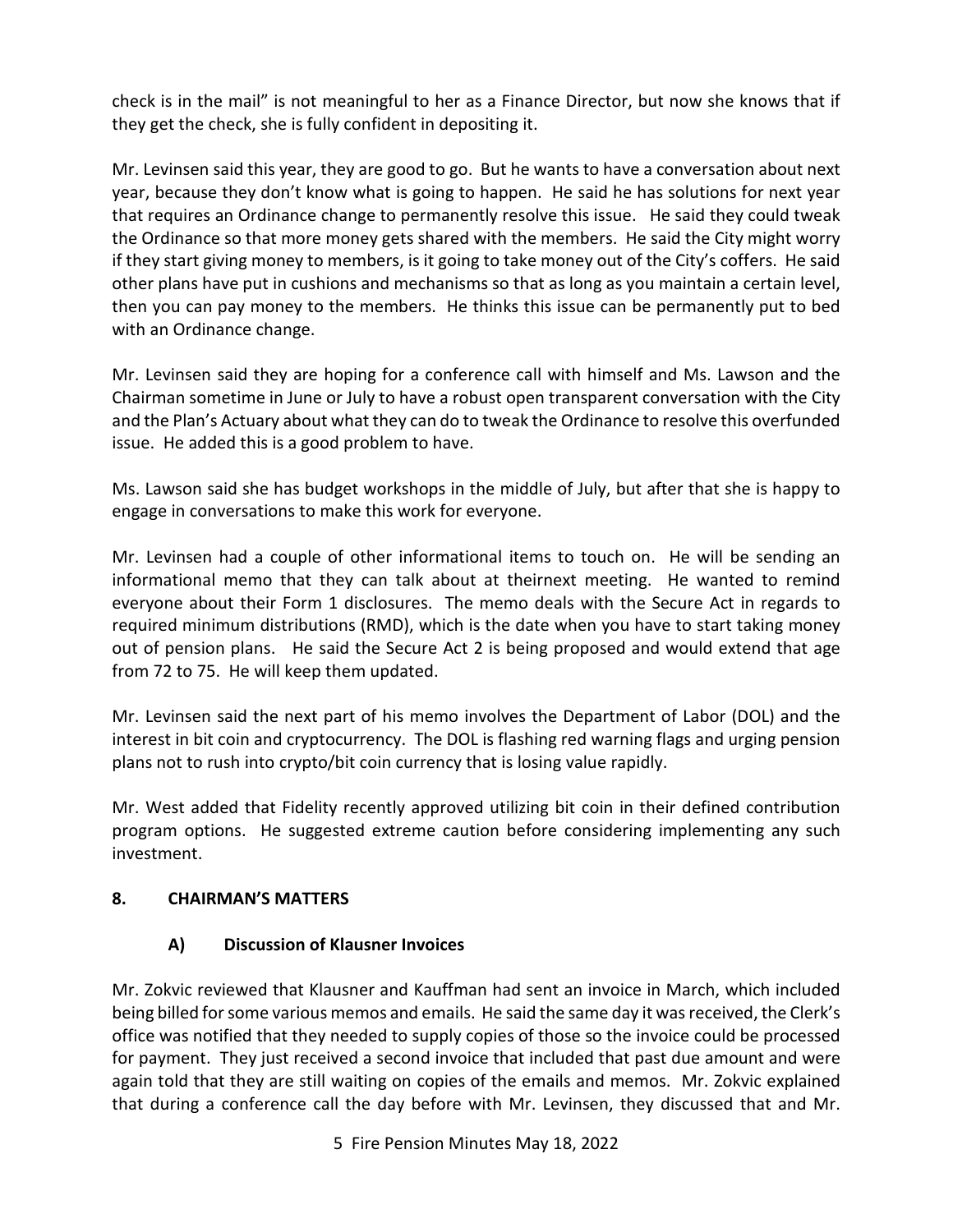check is in the mail" is not meaningful to her as a Finance Director, but now she knows that if they get the check, she is fully confident in depositing it.

Mr. Levinsen said this year, they are good to go. But he wants to have a conversation about next year, because they don't know what is going to happen. He said he has solutions for next year that requires an Ordinance change to permanently resolve this issue. He said they could tweak the Ordinance so that more money gets shared with the members. He said the City might worry if they start giving money to members, is it going to take money out of the City's coffers. He said other plans have put in cushions and mechanisms so that as long as you maintain a certain level, then you can pay money to the members. He thinks this issue can be permanently put to bed with an Ordinance change.

Mr. Levinsen said they are hoping for a conference call with himself and Ms. Lawson and the Chairman sometime in June or July to have a robust open transparent conversation with the City and the Plan's Actuary about what they can do to tweak the Ordinance to resolve this overfunded issue. He added this is a good problem to have.

Ms. Lawson said she has budget workshops in the middle of July, but after that she is happy to engage in conversations to make this work for everyone.

Mr. Levinsen had a couple of other informational items to touch on. He will be sending an informational memo that they can talk about at theirnext meeting. He wanted to remind everyone about their Form 1 disclosures. The memo deals with the Secure Act in regards to required minimum distributions (RMD), which is the date when you have to start taking money out of pension plans. He said the Secure Act 2 is being proposed and would extend that age from 72 to 75. He will keep them updated.

Mr. Levinsen said the next part of his memo involves the Department of Labor (DOL) and the interest in bit coin and cryptocurrency. The DOL is flashing red warning flags and urging pension plans not to rush into crypto/bit coin currency that is losing value rapidly.

Mr. West added that Fidelity recently approved utilizing bit coin in their defined contribution program options. He suggested extreme caution before considering implementing any such investment.

## 8. CHAIRMAN'S MATTERS

### A) Discussion of Klausner Invoices

Mr. Zokvic reviewed that Klausner and Kauffman had sent an invoice in March, which included being billed for some various memos and emails. He said the same day it was received, the Clerk's office was notified that they needed to supply copies of those so the invoice could be processed for payment. They just received a second invoice that included that past due amount and were again told that they are still waiting on copies of the emails and memos. Mr. Zokvic explained that during a conference call the day before with Mr. Levinsen, they discussed that and Mr.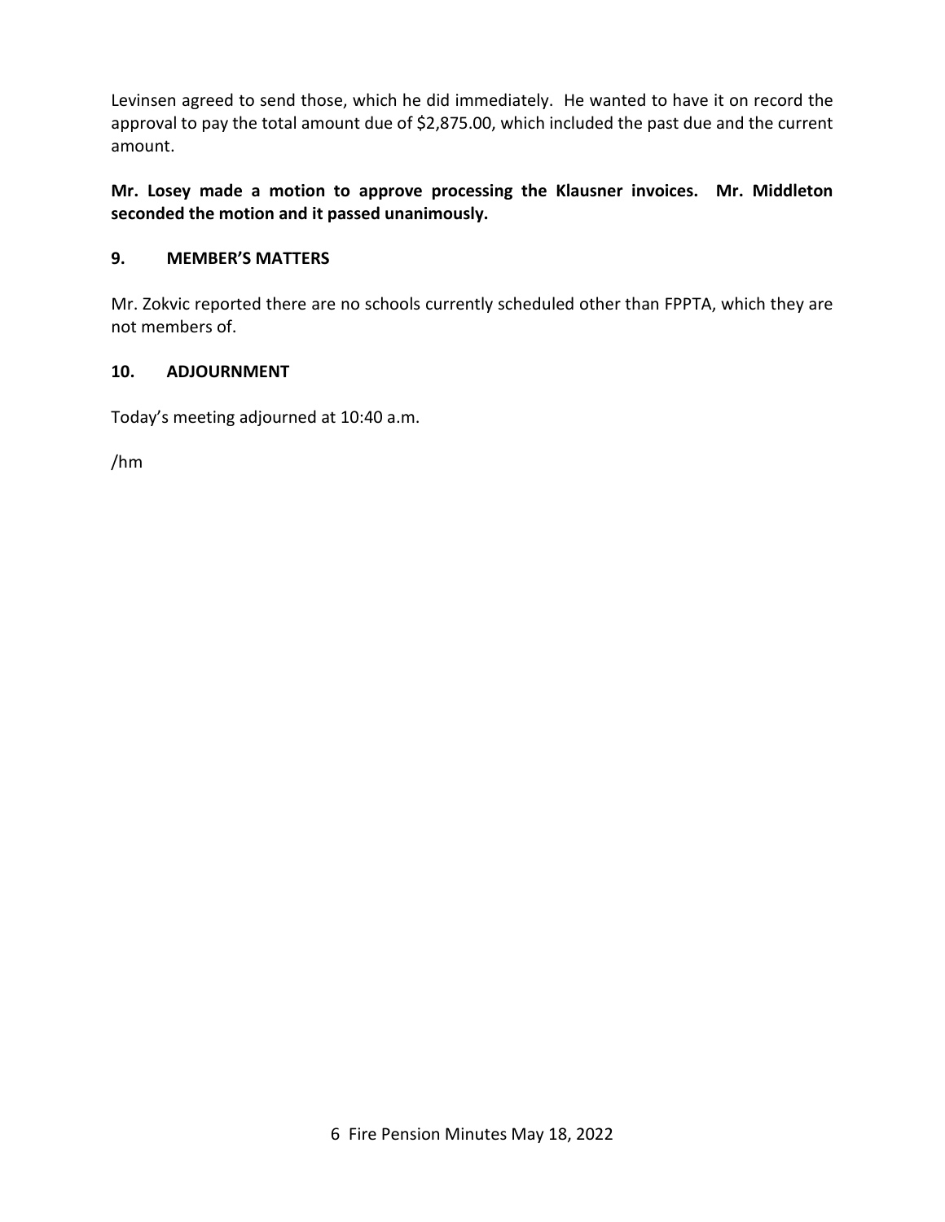Levinsen agreed to send those, which he did immediately. He wanted to have it on record the approval to pay the total amount due of $2,875.00, which included the past due and the current amount.

**Mr. Losey made a motion to approve processing the Klausner invoices. Mr. Middleton seconded the motion and it passed unanimously.**

## 9. MEMBER'S MATTERS

Mr. Zokvic reported there are no schools currently scheduled other than FPPTA, which they are not members of.

## 10. ADJOURNMENT

Today's meeting adjourned at 10:40 a.m.

/hm